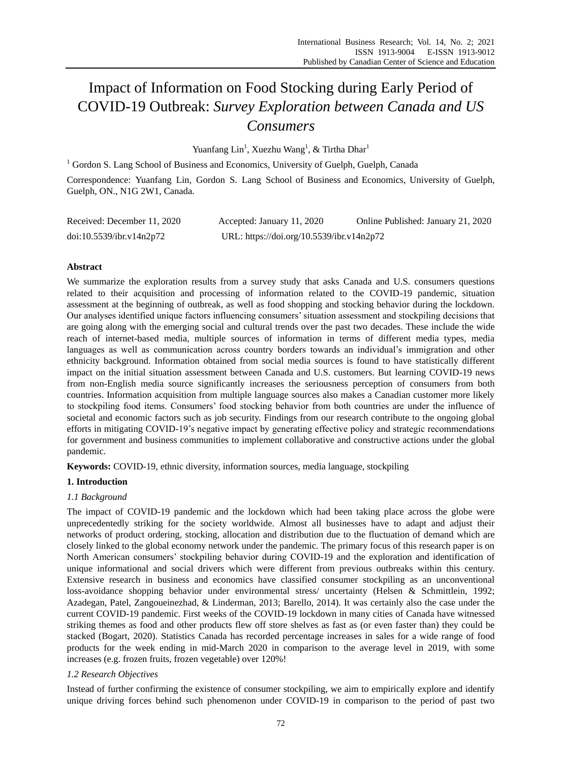# Impact of Information on Food Stocking during Early Period of COVID-19 Outbreak: *Survey Exploration between Canada and US Consumers*

Yuanfang Lin[1], Xuezhu Wang[1], & Tirtha Dhar[1]

[1] Gordon S. Lang School of Business and Economics, University of Guelph, Guelph, Canada

Correspondence: Yuanfang Lin, Gordon S. Lang School of Business and Economics, University of Guelph, Guelph, ON., N1G 2W1, Canada.

Received: December 11, 2020    Accepted: January 11, 2020    Online Published: January 21, 2020

doi:10.5539/ibr.v14n2p72    URL: https://doi.org/10.5539/ibr.v14n2p72

## Abstract

We summarize the exploration results from a survey study that asks Canada and U.S. consumers questions related to their acquisition and processing of information related to the COVID-19 pandemic, situation assessment at the beginning of outbreak, as well as food shopping and stocking behavior during the lockdown. Our analyses identified unique factors influencing consumers' situation assessment and stockpiling decisions that are going along with the emerging social and cultural trends over the past two decades. These include the wide reach of internet-based media, multiple sources of information in terms of different media types, media languages as well as communication across country borders towards an individual's immigration and other ethnicity background. Information obtained from social media sources is found to have statistically different impact on the initial situation assessment between Canada and U.S. customers. But learning COVID-19 news from non-English media source significantly increases the seriousness perception of consumers from both countries. Information acquisition from multiple language sources also makes a Canadian customer more likely to stockpiling food items. Consumers' food stocking behavior from both countries are under the influence of societal and economic factors such as job security. Findings from our research contribute to the ongoing global efforts in mitigating COVID-19's negative impact by generating effective policy and strategic recommendations for government and business communities to implement collaborative and constructive actions under the global pandemic.

**Keywords:** COVID-19, ethnic diversity, information sources, media language, stockpiling

## 1. Introduction

### *1.1 Background*

The impact of COVID-19 pandemic and the lockdown which had been taking place across the globe were unprecedentedly striking for the society worldwide. Almost all businesses have to adapt and adjust their networks of product ordering, stocking, allocation and distribution due to the fluctuation of demand which are closely linked to the global economy network under the pandemic. The primary focus of this research paper is on North American consumers' stockpiling behavior during COVID-19 and the exploration and identification of unique informational and social drivers which were different from previous outbreaks within this century. Extensive research in business and economics have classified consumer stockpiling as an unconventional loss-avoidance shopping behavior under environmental stress/ uncertainty (Helsen & Schmittlein, 1992; Azadegan, Patel, Zangoueinezhad, & Linderman, 2013; Barello, 2014). It was certainly also the case under the current COVID-19 pandemic. First weeks of the COVID-19 lockdown in many cities of Canada have witnessed striking themes as food and other products flew off store shelves as fast as (or even faster than) they could be stacked (Bogart, 2020). Statistics Canada has recorded percentage increases in sales for a wide range of food products for the week ending in mid-March 2020 in comparison to the average level in 2019, with some increases (e.g. frozen fruits, frozen vegetable) over 120%!

### *1.2 Research Objectives*

Instead of further confirming the existence of consumer stockpiling, we aim to empirically explore and identify unique driving forces behind such phenomenon under COVID-19 in comparison to the period of past two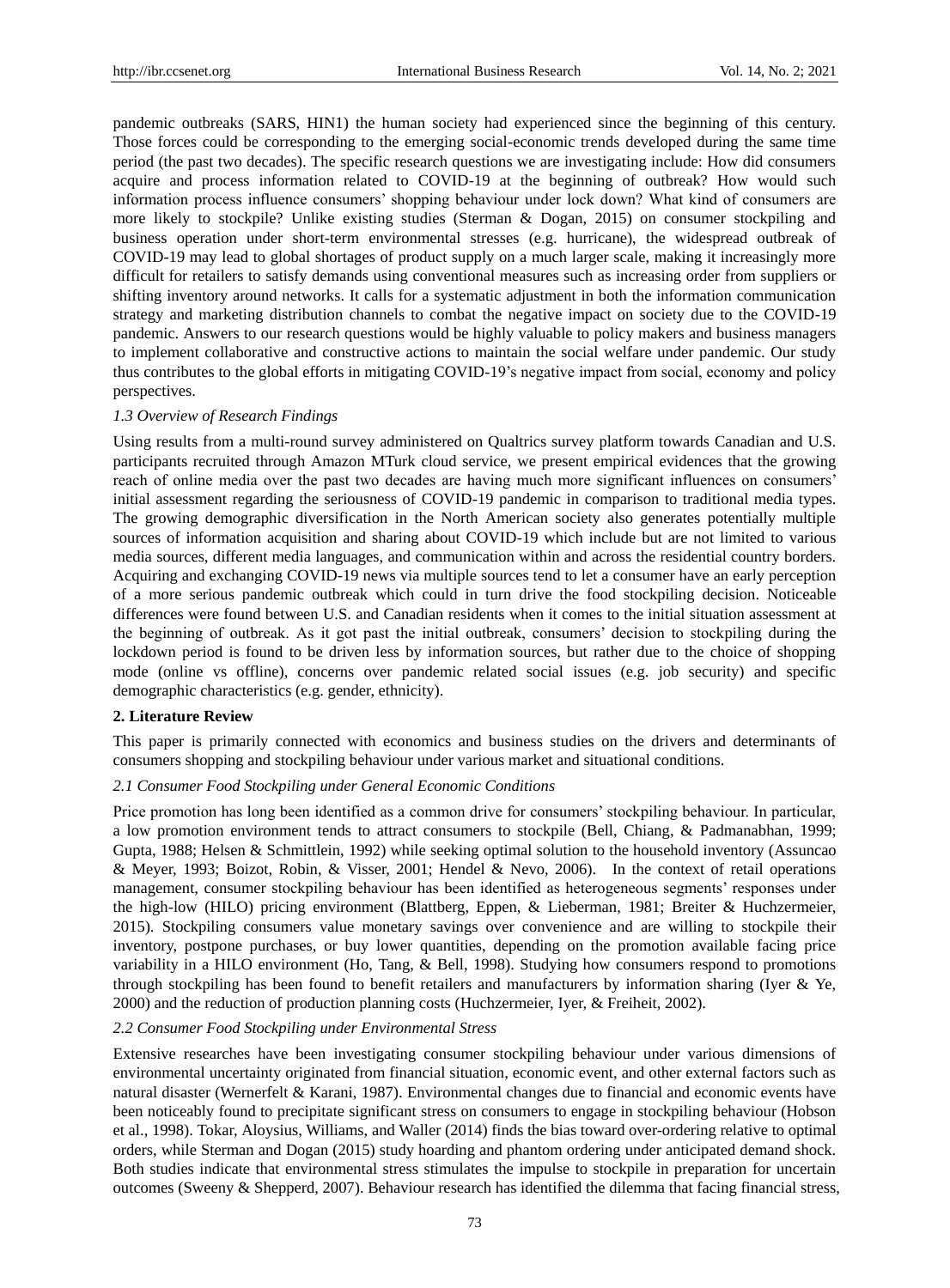pandemic outbreaks (SARS, HIN1) the human society had experienced since the beginning of this century. Those forces could be corresponding to the emerging social-economic trends developed during the same time period (the past two decades). The specific research questions we are investigating include: How did consumers acquire and process information related to COVID-19 at the beginning of outbreak? How would such information process influence consumers' shopping behaviour under lock down? What kind of consumers are more likely to stockpile? Unlike existing studies (Sterman & Dogan, 2015) on consumer stockpiling and business operation under short-term environmental stresses (e.g. hurricane), the widespread outbreak of COVID-19 may lead to global shortages of product supply on a much larger scale, making it increasingly more difficult for retailers to satisfy demands using conventional measures such as increasing order from suppliers or shifting inventory around networks. It calls for a systematic adjustment in both the information communication strategy and marketing distribution channels to combat the negative impact on society due to the COVID-19 pandemic. Answers to our research questions would be highly valuable to policy makers and business managers to implement collaborative and constructive actions to maintain the social welfare under pandemic. Our study thus contributes to the global efforts in mitigating COVID-19's negative impact from social, economy and policy perspectives.

### *1.3 Overview of Research Findings*

Using results from a multi-round survey administered on Qualtrics survey platform towards Canadian and U.S. participants recruited through Amazon MTurk cloud service, we present empirical evidences that the growing reach of online media over the past two decades are having much more significant influences on consumers' initial assessment regarding the seriousness of COVID-19 pandemic in comparison to traditional media types. The growing demographic diversification in the North American society also generates potentially multiple sources of information acquisition and sharing about COVID-19 which include but are not limited to various media sources, different media languages, and communication within and across the residential country borders. Acquiring and exchanging COVID-19 news via multiple sources tend to let a consumer have an early perception of a more serious pandemic outbreak which could in turn drive the food stockpiling decision. Noticeable differences were found between U.S. and Canadian residents when it comes to the initial situation assessment at the beginning of outbreak. As it got past the initial outbreak, consumers' decision to stockpiling during the lockdown period is found to be driven less by information sources, but rather due to the choice of shopping mode (online vs offline), concerns over pandemic related social issues (e.g. job security) and specific demographic characteristics (e.g. gender, ethnicity).

## 2. Literature Review

This paper is primarily connected with economics and business studies on the drivers and determinants of consumers shopping and stockpiling behaviour under various market and situational conditions.

### *2.1 Consumer Food Stockpiling under General Economic Conditions*

Price promotion has long been identified as a common drive for consumers' stockpiling behaviour. In particular, a low promotion environment tends to attract consumers to stockpile (Bell, Chiang, & Padmanabhan, 1999; Gupta, 1988; Helsen & Schmittlein, 1992) while seeking optimal solution to the household inventory (Assuncao & Meyer, 1993; Boizot, Robin, & Visser, 2001; Hendel & Nevo, 2006). In the context of retail operations management, consumer stockpiling behaviour has been identified as heterogeneous segments' responses under the high-low (HILO) pricing environment (Blattberg, Eppen, & Lieberman, 1981; Breiter & Huchzermeier, 2015). Stockpiling consumers value monetary savings over convenience and are willing to stockpile their inventory, postpone purchases, or buy lower quantities, depending on the promotion available facing price variability in a HILO environment (Ho, Tang, & Bell, 1998). Studying how consumers respond to promotions through stockpiling has been found to benefit retailers and manufacturers by information sharing (Iyer & Ye, 2000) and the reduction of production planning costs (Huchzermeier, Iyer, & Freiheit, 2002).

### *2.2 Consumer Food Stockpiling under Environmental Stress*

Extensive researches have been investigating consumer stockpiling behaviour under various dimensions of environmental uncertainty originated from financial situation, economic event, and other external factors such as natural disaster (Wernerfelt & Karani, 1987). Environmental changes due to financial and economic events have been noticeably found to precipitate significant stress on consumers to engage in stockpiling behaviour (Hobson et al., 1998). Tokar, Aloysius, Williams, and Waller (2014) finds the bias toward over-ordering relative to optimal orders, while Sterman and Dogan (2015) study hoarding and phantom ordering under anticipated demand shock. Both studies indicate that environmental stress stimulates the impulse to stockpile in preparation for uncertain outcomes (Sweeny & Shepperd, 2007). Behaviour research has identified the dilemma that facing financial stress,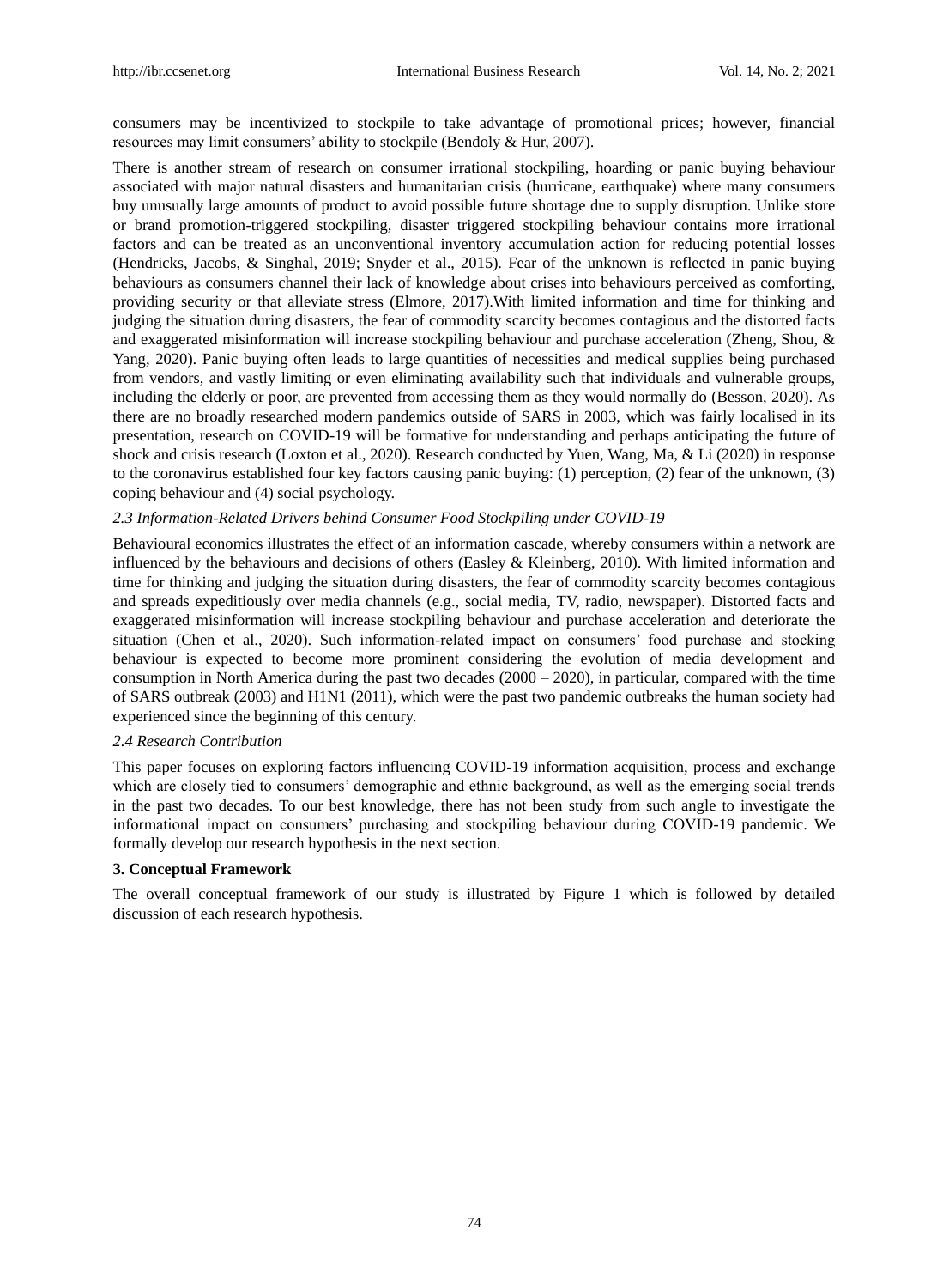consumers may be incentivized to stockpile to take advantage of promotional prices; however, financial resources may limit consumers' ability to stockpile (Bendoly & Hur, 2007).

There is another stream of research on consumer irrational stockpiling, hoarding or panic buying behaviour associated with major natural disasters and humanitarian crisis (hurricane, earthquake) where many consumers buy unusually large amounts of product to avoid possible future shortage due to supply disruption. Unlike store or brand promotion-triggered stockpiling, disaster triggered stockpiling behaviour contains more irrational factors and can be treated as an unconventional inventory accumulation action for reducing potential losses (Hendricks, Jacobs, & Singhal, 2019; Snyder et al., 2015). Fear of the unknown is reflected in panic buying behaviours as consumers channel their lack of knowledge about crises into behaviours perceived as comforting, providing security or that alleviate stress (Elmore, 2017).With limited information and time for thinking and judging the situation during disasters, the fear of commodity scarcity becomes contagious and the distorted facts and exaggerated misinformation will increase stockpiling behaviour and purchase acceleration (Zheng, Shou, & Yang, 2020). Panic buying often leads to large quantities of necessities and medical supplies being purchased from vendors, and vastly limiting or even eliminating availability such that individuals and vulnerable groups, including the elderly or poor, are prevented from accessing them as they would normally do (Besson, 2020). As there are no broadly researched modern pandemics outside of SARS in 2003, which was fairly localised in its presentation, research on COVID-19 will be formative for understanding and perhaps anticipating the future of shock and crisis research (Loxton et al., 2020). Research conducted by Yuen, Wang, Ma, & Li (2020) in response to the coronavirus established four key factors causing panic buying: (1) perception, (2) fear of the unknown, (3) coping behaviour and (4) social psychology.

### *2.3 Information-Related Drivers behind Consumer Food Stockpiling under COVID-19*

Behavioural economics illustrates the effect of an information cascade, whereby consumers within a network are influenced by the behaviours and decisions of others (Easley & Kleinberg, 2010). With limited information and time for thinking and judging the situation during disasters, the fear of commodity scarcity becomes contagious and spreads expeditiously over media channels (e.g., social media, TV, radio, newspaper). Distorted facts and exaggerated misinformation will increase stockpiling behaviour and purchase acceleration and deteriorate the situation (Chen et al., 2020). Such information-related impact on consumers' food purchase and stocking behaviour is expected to become more prominent considering the evolution of media development and consumption in North America during the past two decades (2000 – 2020), in particular, compared with the time of SARS outbreak (2003) and H1N1 (2011), which were the past two pandemic outbreaks the human society had experienced since the beginning of this century.

### *2.4 Research Contribution*

This paper focuses on exploring factors influencing COVID-19 information acquisition, process and exchange which are closely tied to consumers' demographic and ethnic background, as well as the emerging social trends in the past two decades. To our best knowledge, there has not been study from such angle to investigate the informational impact on consumers' purchasing and stockpiling behaviour during COVID-19 pandemic. We formally develop our research hypothesis in the next section.

## 3. Conceptual Framework

The overall conceptual framework of our study is illustrated by Figure 1 which is followed by detailed discussion of each research hypothesis.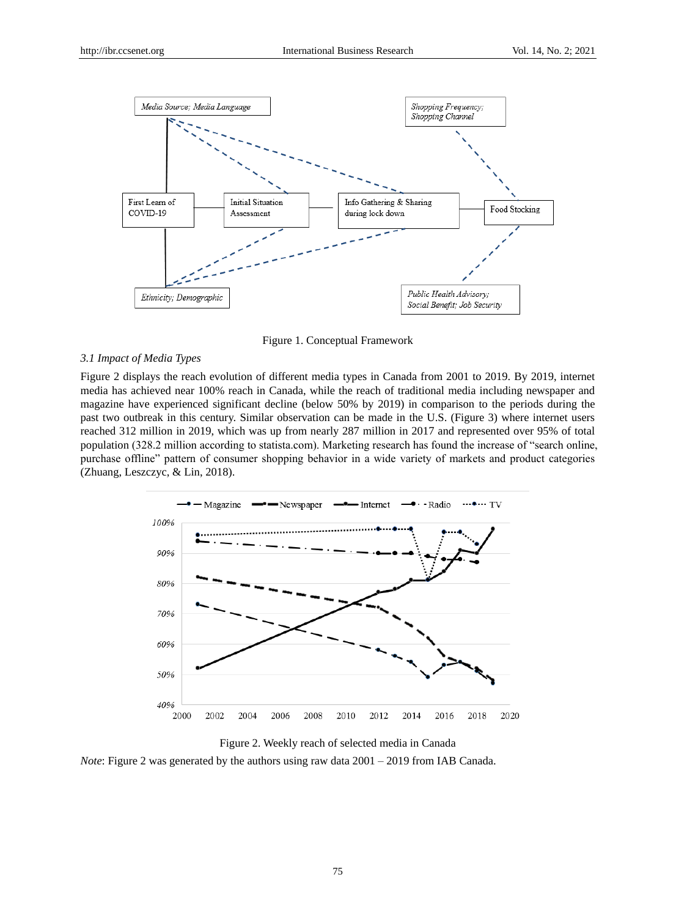Figure 1. Conceptual Framework

*3.1 Impact of Media Types*

Figure 2 displays the reach evolution of different media types in Canada from 2001 to 2019. By 2019, internet media has achieved near 100% reach in Canada, while the reach of traditional media including newspaper and magazine have experienced significant decline (below 50% by 2019) in comparison to the periods during the past two outbreak in this century. Similar observation can be made in the U.S. (Figure 3) where internet users reached 312 million in 2019, which was up from nearly 287 million in 2017 and represented over 95% of total population (328.2 million according to statista.com). Marketing research has found the increase of "search online, purchase offline" pattern of consumer shopping behavior in a wide variety of markets and product categories (Zhuang, Leszczyc, & Lin, 2018).

Figure 2. Weekly reach of selected media in Canada

*Note*: Figure 2 was generated by the authors using raw data 2001 – 2019 from IAB Canada.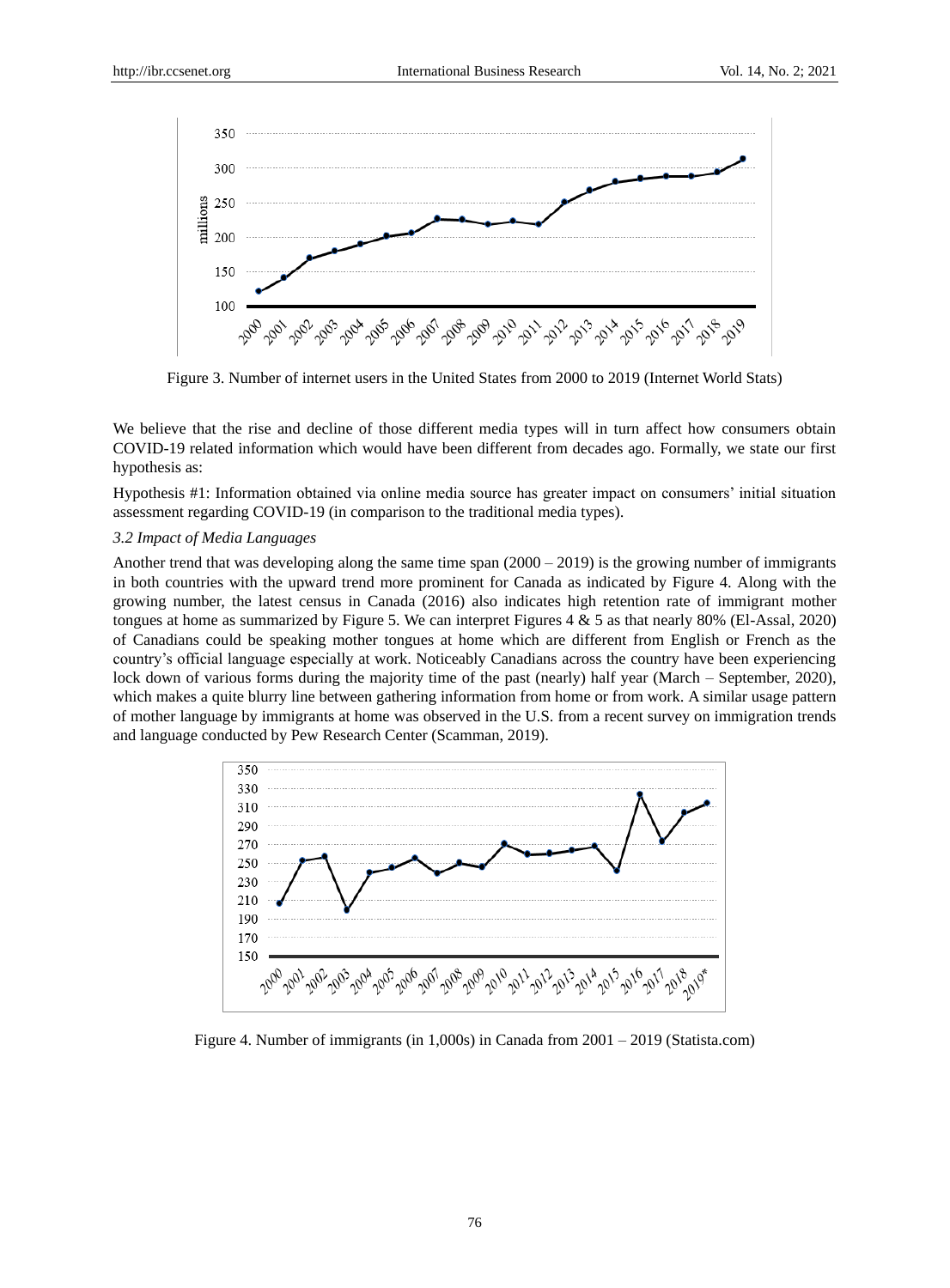Figure 3. Number of internet users in the United States from 2000 to 2019 (Internet World Stats)

We believe that the rise and decline of those different media types will in turn affect how consumers obtain COVID-19 related information which would have been different from decades ago. Formally, we state our first hypothesis as:

Hypothesis #1: Information obtained via online media source has greater impact on consumers' initial situation assessment regarding COVID-19 (in comparison to the traditional media types).

### *3.2 Impact of Media Languages*

Another trend that was developing along the same time span (2000 – 2019) is the growing number of immigrants in both countries with the upward trend more prominent for Canada as indicated by Figure 4. Along with the growing number, the latest census in Canada (2016) also indicates high retention rate of immigrant mother tongues at home as summarized by Figure 5. We can interpret Figures 4 & 5 as that nearly 80% (El-Assal, 2020) of Canadians could be speaking mother tongues at home which are different from English or French as the country's official language especially at work. Noticeably Canadians across the country have been experiencing lock down of various forms during the majority time of the past (nearly) half year (March – September, 2020), which makes a quite blurry line between gathering information from home or from work. A similar usage pattern of mother language by immigrants at home was observed in the U.S. from a recent survey on immigration trends and language conducted by Pew Research Center (Scamman, 2019).

Figure 4. Number of immigrants (in 1,000s) in Canada from 2001 – 2019 (Statista.com)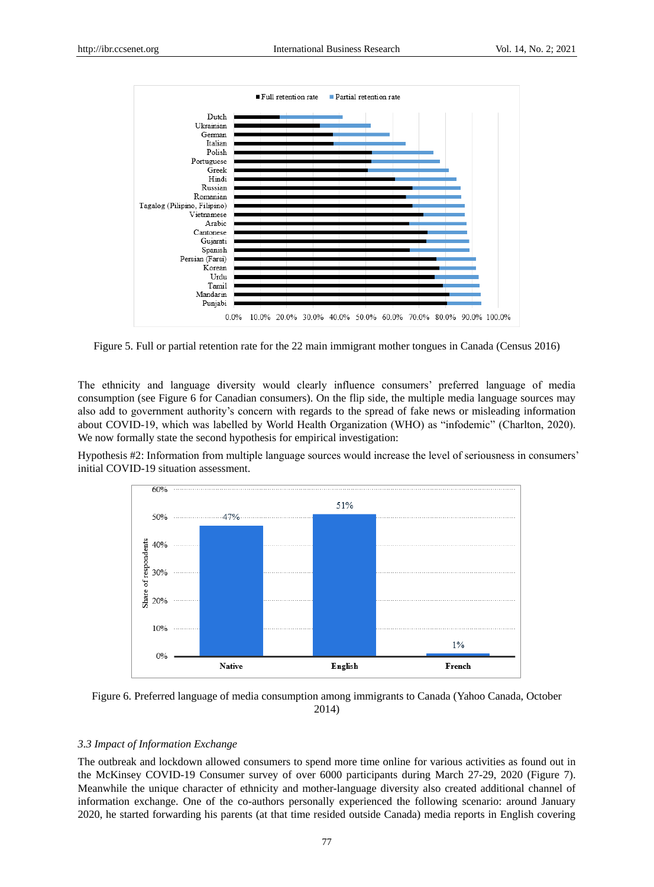Figure 5. Full or partial retention rate for the 22 main immigrant mother tongues in Canada (Census 2016)

The ethnicity and language diversity would clearly influence consumers' preferred language of media consumption (see Figure 6 for Canadian consumers). On the flip side, the multiple media language sources may also add to government authority's concern with regards to the spread of fake news or misleading information about COVID-19, which was labelled by World Health Organization (WHO) as "infodemic" (Charlton, 2020). We now formally state the second hypothesis for empirical investigation:

Hypothesis #2: Information from multiple language sources would increase the level of seriousness in consumers' initial COVID-19 situation assessment.

Figure 6. Preferred language of media consumption among immigrants to Canada (Yahoo Canada, October 2014)

### 3.3 Impact of Information Exchange

The outbreak and lockdown allowed consumers to spend more time online for various activities as found out in the McKinsey COVID-19 Consumer survey of over 6000 participants during March 27-29, 2020 (Figure 7). Meanwhile the unique character of ethnicity and mother-language diversity also created additional channel of information exchange. One of the co-authors personally experienced the following scenario: around January 2020, he started forwarding his parents (at that time resided outside Canada) media reports in English covering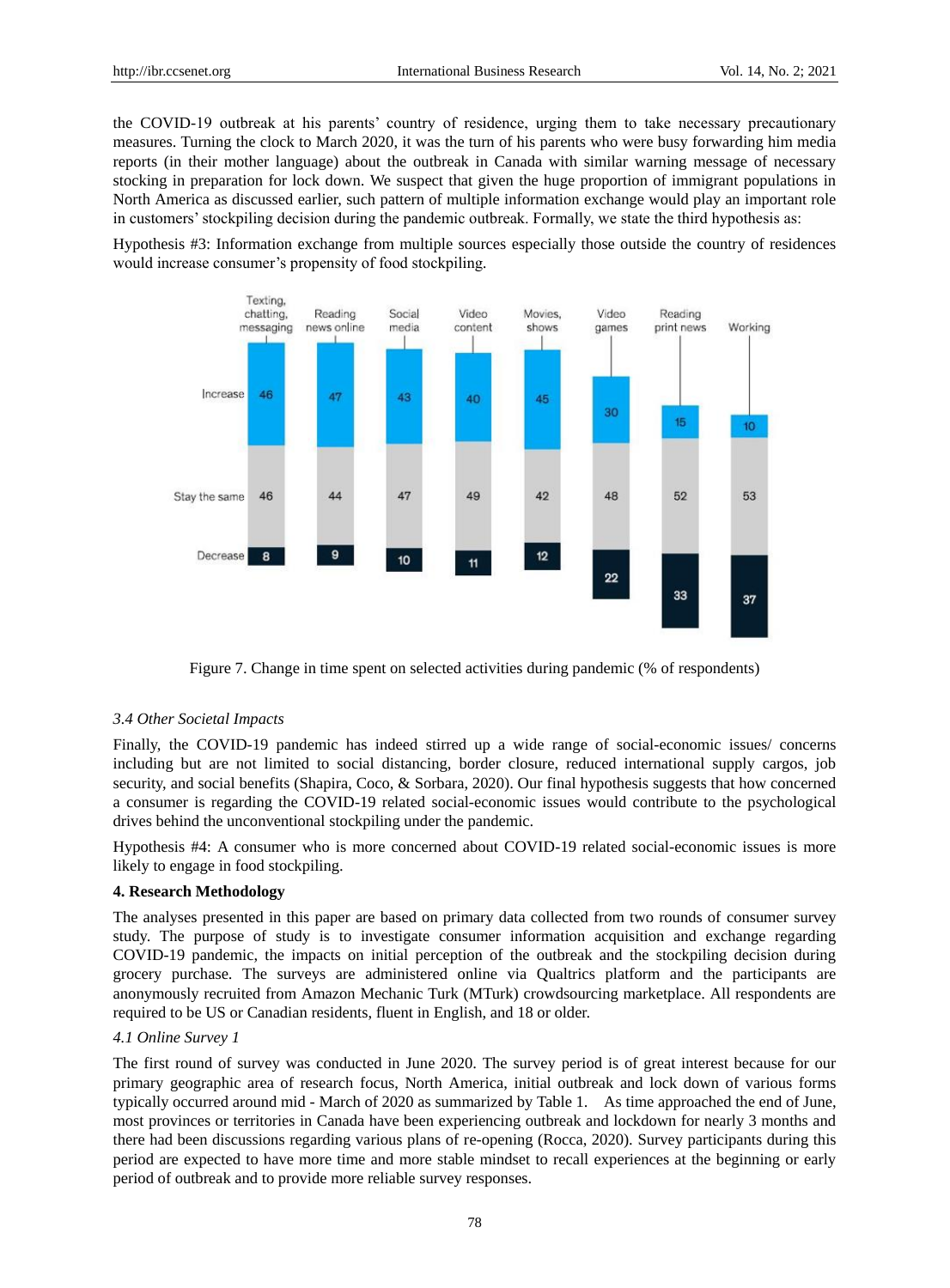the COVID-19 outbreak at his parents' country of residence, urging them to take necessary precautionary measures. Turning the clock to March 2020, it was the turn of his parents who were busy forwarding him media reports (in their mother language) about the outbreak in Canada with similar warning message of necessary stocking in preparation for lock down. We suspect that given the huge proportion of immigrant populations in North America as discussed earlier, such pattern of multiple information exchange would play an important role in customers' stockpiling decision during the pandemic outbreak. Formally, we state the third hypothesis as:

Hypothesis #3: Information exchange from multiple sources especially those outside the country of residences would increase consumer's propensity of food stockpiling.

| | Texting, chatting, messaging | Reading news online | Social media | Video content | Movies, shows | Video games | Reading print news | Working |
|---|---|---|---|---|---|---|---|---|
| Increase | 46 | 47 | 43 | 40 | 45 | 30 | 15 | 10 |
| Stay the same | 46 | 44 | 47 | 49 | 42 | 48 | 52 | 53 |
| Decrease | 8 | 9 | 10 | 11 | 12 | 22 | 33 | 37 |

Figure 7. Change in time spent on selected activities during pandemic (% of respondents)

### *3.4 Other Societal Impacts*

Finally, the COVID-19 pandemic has indeed stirred up a wide range of social-economic issues/ concerns including but are not limited to social distancing, border closure, reduced international supply cargos, job security, and social benefits (Shapira, Coco, & Sorbara, 2020). Our final hypothesis suggests that how concerned a consumer is regarding the COVID-19 related social-economic issues would contribute to the psychological drives behind the unconventional stockpiling under the pandemic.

Hypothesis #4: A consumer who is more concerned about COVID-19 related social-economic issues is more likely to engage in food stockpiling.

## 4. Research Methodology

The analyses presented in this paper are based on primary data collected from two rounds of consumer survey study. The purpose of study is to investigate consumer information acquisition and exchange regarding COVID-19 pandemic, the impacts on initial perception of the outbreak and the stockpiling decision during grocery purchase. The surveys are administered online via Qualtrics platform and the participants are anonymously recruited from Amazon Mechanic Turk (MTurk) crowdsourcing marketplace. All respondents are required to be US or Canadian residents, fluent in English, and 18 or older.

### *4.1 Online Survey 1*

The first round of survey was conducted in June 2020. The survey period is of great interest because for our primary geographic area of research focus, North America, initial outbreak and lock down of various forms typically occurred around mid - March of 2020 as summarized by Table 1. As time approached the end of June, most provinces or territories in Canada have been experiencing outbreak and lockdown for nearly 3 months and there had been discussions regarding various plans of re-opening (Rocca, 2020). Survey participants during this period are expected to have more time and more stable mindset to recall experiences at the beginning or early period of outbreak and to provide more reliable survey responses.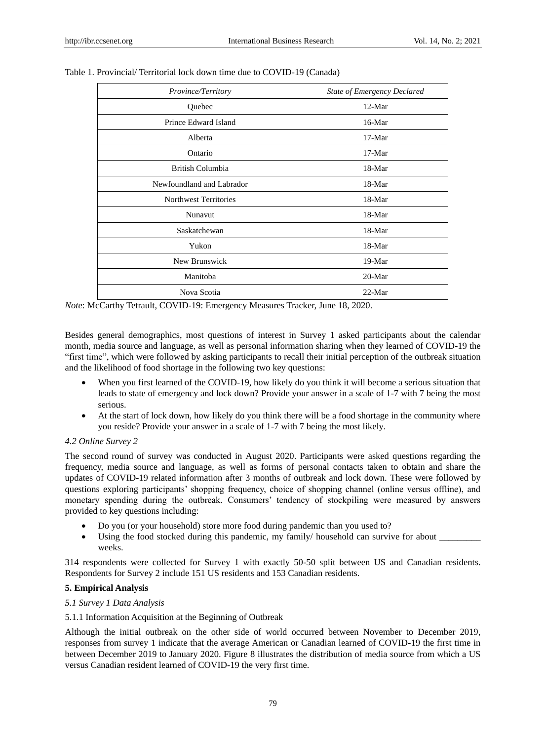Table 1. Provincial/ Territorial lock down time due to COVID-19 (Canada)

| *Province/Territory* | *State of Emergency Declared* |
|---|---|
| Quebec | 12-Mar |
| Prince Edward Island | 16-Mar |
| Alberta | 17-Mar |
| Ontario | 17-Mar |
| British Columbia | 18-Mar |
| Newfoundland and Labrador | 18-Mar |
| Northwest Territories | 18-Mar |
| Nunavut | 18-Mar |
| Saskatchewan | 18-Mar |
| Yukon | 18-Mar |
| New Brunswick | 19-Mar |
| Manitoba | 20-Mar |
| Nova Scotia | 22-Mar |

*Note*: McCarthy Tetrault, COVID-19: Emergency Measures Tracker, June 18, 2020.

Besides general demographics, most questions of interest in Survey 1 asked participants about the calendar month, media source and language, as well as personal information sharing when they learned of COVID-19 the "first time", which were followed by asking participants to recall their initial perception of the outbreak situation and the likelihood of food shortage in the following two key questions:

- When you first learned of the COVID-19, how likely do you think it will become a serious situation that leads to state of emergency and lock down? Provide your answer in a scale of 1-7 with 7 being the most serious.
- At the start of lock down, how likely do you think there will be a food shortage in the community where you reside? Provide your answer in a scale of 1-7 with 7 being the most likely.

*4.2 Online Survey 2*

The second round of survey was conducted in August 2020. Participants were asked questions regarding the frequency, media source and language, as well as forms of personal contacts taken to obtain and share the updates of COVID-19 related information after 3 months of outbreak and lock down. These were followed by questions exploring participants' shopping frequency, choice of shopping channel (online versus offline), and monetary spending during the outbreak. Consumers' tendency of stockpiling were measured by answers provided to key questions including:

- Do you (or your household) store more food during pandemic than you used to?
- Using the food stocked during this pandemic, my family/ household can survive for about _________ weeks.

314 respondents were collected for Survey 1 with exactly 50-50 split between US and Canadian residents. Respondents for Survey 2 include 151 US residents and 153 Canadian residents.

**5. Empirical Analysis**

*5.1 Survey 1 Data Analysis*

5.1.1 Information Acquisition at the Beginning of Outbreak

Although the initial outbreak on the other side of world occurred between November to December 2019, responses from survey 1 indicate that the average American or Canadian learned of COVID-19 the first time in between December 2019 to January 2020. Figure 8 illustrates the distribution of media source from which a US versus Canadian resident learned of COVID-19 the very first time.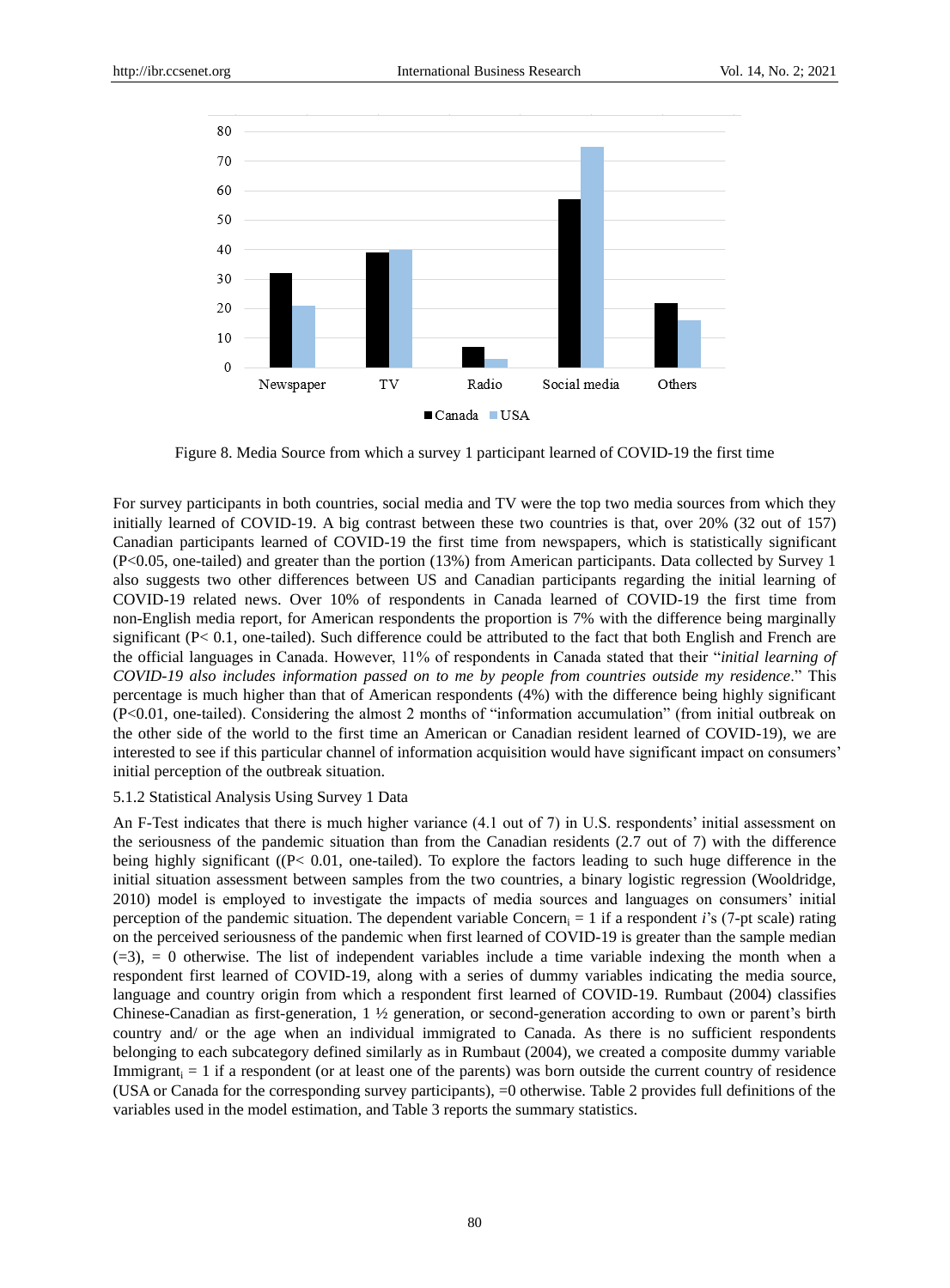Figure 8. Media Source from which a survey 1 participant learned of COVID-19 the first time

For survey participants in both countries, social media and TV were the top two media sources from which they initially learned of COVID-19. A big contrast between these two countries is that, over 20% (32 out of 157) Canadian participants learned of COVID-19 the first time from newspapers, which is statistically significant ($P<0.05$, one-tailed) and greater than the portion (13%) from American participants. Data collected by Survey 1 also suggests two other differences between US and Canadian participants regarding the initial learning of COVID-19 related news. Over 10% of respondents in Canada learned of COVID-19 the first time from non-English media report, for American respondents the proportion is 7% with the difference being marginally significant ($P< 0.1$, one-tailed). Such difference could be attributed to the fact that both English and French are the official languages in Canada. However, 11% of respondents in Canada stated that their "*initial learning of COVID-19 also includes information passed on to me by people from countries outside my residence*." This percentage is much higher than that of American respondents (4%) with the difference being highly significant ($P<0.01$, one-tailed). Considering the almost 2 months of "information accumulation" (from initial outbreak on the other side of the world to the first time an American or Canadian resident learned of COVID-19), we are interested to see if this particular channel of information acquisition would have significant impact on consumers' initial perception of the outbreak situation.

#### 5.1.2 Statistical Analysis Using Survey 1 Data

An F-Test indicates that there is much higher variance (4.1 out of 7) in U.S. respondents' initial assessment on the seriousness of the pandemic situation than from the Canadian residents (2.7 out of 7) with the difference being highly significant (($P< 0.01$, one-tailed). To explore the factors leading to such huge difference in the initial situation assessment between samples from the two countries, a binary logistic regression (Wooldridge, 2010) model is employed to investigate the impacts of media sources and languages on consumers' initial perception of the pandemic situation. The dependent variable $Concern_i = 1$ if a respondent $i$'s (7-pt scale) rating on the perceived seriousness of the pandemic when first learned of COVID-19 is greater than the sample median (=3), = 0 otherwise. The list of independent variables include a time variable indexing the month when a respondent first learned of COVID-19, along with a series of dummy variables indicating the media source, language and country origin from which a respondent first learned of COVID-19. Rumbaut (2004) classifies Chinese-Canadian as first-generation, 1 ½ generation, or second-generation according to own or parent's birth country and/ or the age when an individual immigrated to Canada. As there is no sufficient respondents belonging to each subcategory defined similarly as in Rumbaut (2004), we created a composite dummy variable $Immigrant_i = 1$ if a respondent (or at least one of the parents) was born outside the current country of residence (USA or Canada for the corresponding survey participants), =0 otherwise. Table 2 provides full definitions of the variables used in the model estimation, and Table 3 reports the summary statistics.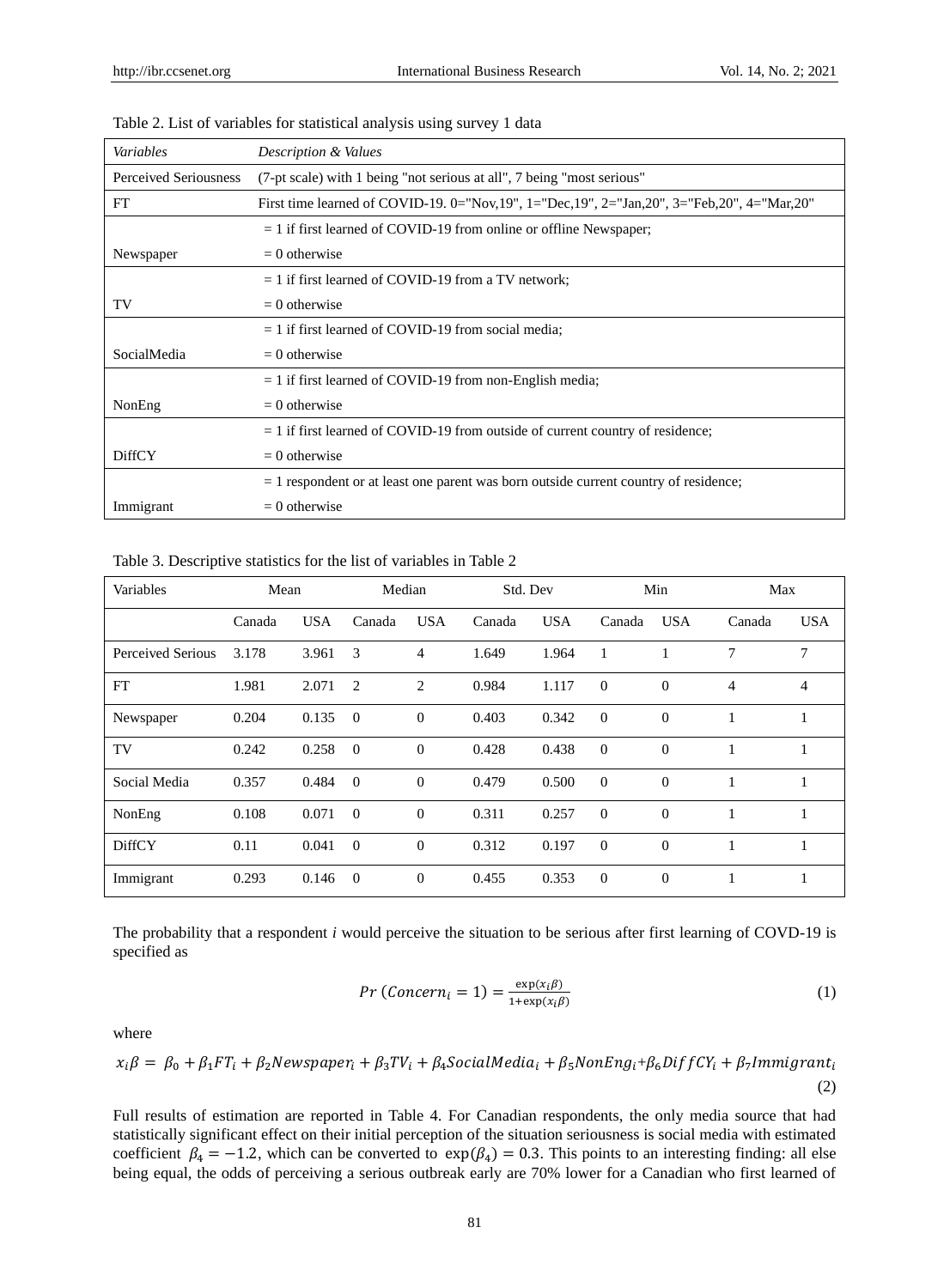Table 2. List of variables for statistical analysis using survey 1 data

| *Variables* | *Description & Values* |
|---|---|
| Perceived Seriousness | (7-pt scale) with 1 being "not serious at all", 7 being "most serious" |
| FT | First time learned of COVID-19. 0="Nov,19", 1="Dec,19", 2="Jan,20", 3="Feb,20", 4="Mar,20" |
| Newspaper | = 1 if first learned of COVID-19 from online or offline Newspaper; = 0 otherwise |
| TV | = 1 if first learned of COVID-19 from a TV network; = 0 otherwise |
| SocialMedia | = 1 if first learned of COVID-19 from social media; = 0 otherwise |
| NonEng | = 1 if first learned of COVID-19 from non-English media; = 0 otherwise |
| DiffCY | = 1 if first learned of COVID-19 from outside of current country of residence; = 0 otherwise |
| Immigrant | = 1 respondent or at least one parent was born outside current country of residence; = 0 otherwise |

Table 3. Descriptive statistics for the list of variables in Table 2

| Variables | Mean | | Median | | Std. Dev | | Min | | Max | |
|---|---|---|---|---|---|---|---|---|---|---|
| | Canada | USA | Canada | USA | Canada | USA | Canada | USA | Canada | USA |
| Perceived Serious | 3.178 | 3.961 | 3 | 4 | 1.649 | 1.964 | 1 | 1 | 7 | 7 |
| FT | 1.981 | 2.071 | 2 | 2 | 0.984 | 1.117 | 0 | 0 | 4 | 4 |
| Newspaper | 0.204 | 0.135 | 0 | 0 | 0.403 | 0.342 | 0 | 0 | 1 | 1 |
| TV | 0.242 | 0.258 | 0 | 0 | 0.428 | 0.438 | 0 | 0 | 1 | 1 |
| Social Media | 0.357 | 0.484 | 0 | 0 | 0.479 | 0.500 | 0 | 0 | 1 | 1 |
| NonEng | 0.108 | 0.071 | 0 | 0 | 0.311 | 0.257 | 0 | 0 | 1 | 1 |
| DiffCY | 0.11 | 0.041 | 0 | 0 | 0.312 | 0.197 | 0 | 0 | 1 | 1 |
| Immigrant | 0.293 | 0.146 | 0 | 0 | 0.455 | 0.353 | 0 | 0 | 1 | 1 |

The probability that a respondent *i* would perceive the situation to be serious after first learning of COVD-19 is specified as

$$Pr\,(Concern_i = 1) = \frac{\exp(x_i\beta)}{1+\exp(x_i\beta)} \tag{1}$$

where

$$x_i\beta = \beta_0 + \beta_1 FT_i + \beta_2 Newspaper_i + \beta_3 TV_i + \beta_4 SocialMedia_i + \beta_5 NonEng_i + \beta_6 DiffCY_i + \beta_7 Immigrant_i \tag{2}$$

Full results of estimation are reported in Table 4. For Canadian respondents, the only media source that had statistically significant effect on their initial perception of the situation seriousness is social media with estimated coefficient $\beta_4 = -1.2$, which can be converted to $\exp(\beta_4) = 0.3$. This points to an interesting finding: all else being equal, the odds of perceiving a serious outbreak early are 70% lower for a Canadian who first learned of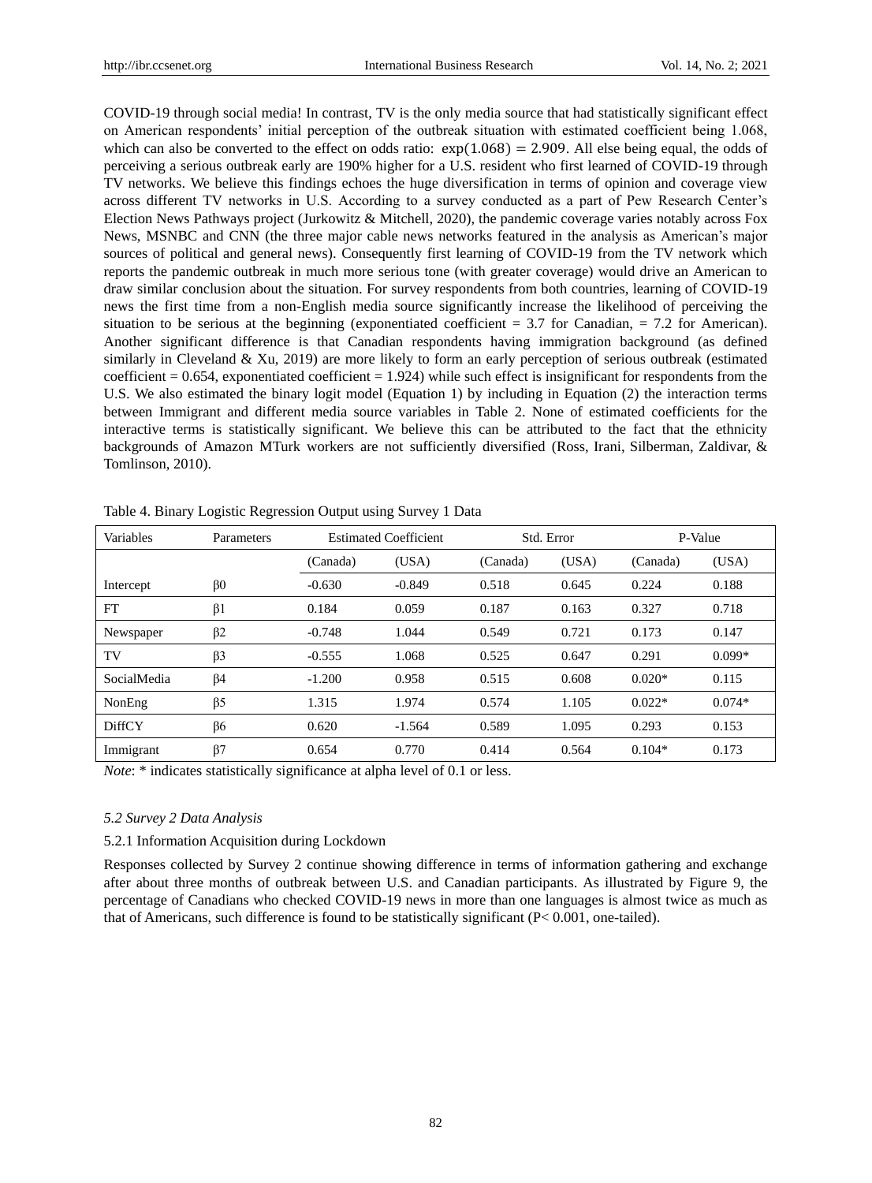COVID-19 through social media! In contrast, TV is the only media source that had statistically significant effect on American respondents' initial perception of the outbreak situation with estimated coefficient being 1.068, which can also be converted to the effect on odds ratio: $\exp(1.068) = 2.909$. All else being equal, the odds of perceiving a serious outbreak early are 190% higher for a U.S. resident who first learned of COVID-19 through TV networks. We believe this findings echoes the huge diversification in terms of opinion and coverage view across different TV networks in U.S. According to a survey conducted as a part of Pew Research Center's Election News Pathways project (Jurkowitz & Mitchell, 2020), the pandemic coverage varies notably across Fox News, MSNBC and CNN (the three major cable news networks featured in the analysis as American's major sources of political and general news). Consequently first learning of COVID-19 from the TV network which reports the pandemic outbreak in much more serious tone (with greater coverage) would drive an American to draw similar conclusion about the situation. For survey respondents from both countries, learning of COVID-19 news the first time from a non-English media source significantly increase the likelihood of perceiving the situation to be serious at the beginning (exponentiated coefficient = 3.7 for Canadian, = 7.2 for American). Another significant difference is that Canadian respondents having immigration background (as defined similarly in Cleveland & Xu, 2019) are more likely to form an early perception of serious outbreak (estimated coefficient = 0.654, exponentiated coefficient = 1.924) while such effect is insignificant for respondents from the U.S. We also estimated the binary logit model (Equation 1) by including in Equation (2) the interaction terms between Immigrant and different media source variables in Table 2. None of estimated coefficients for the interactive terms is statistically significant. We believe this can be attributed to the fact that the ethnicity backgrounds of Amazon MTurk workers are not sufficiently diversified (Ross, Irani, Silberman, Zaldivar, & Tomlinson, 2010).

Table 4. Binary Logistic Regression Output using Survey 1 Data

| Variables | Parameters | Estimated Coefficient | | Std. Error | | P-Value | |
|---|---|---|---|---|---|---|---|
| | | (Canada) | (USA) | (Canada) | (USA) | (Canada) | (USA) |
| Intercept | $\beta 0$ | -0.630 | -0.849 | 0.518 | 0.645 | 0.224 | 0.188 |
| FT | $\beta 1$ | 0.184 | 0.059 | 0.187 | 0.163 | 0.327 | 0.718 |
| Newspaper | $\beta 2$ | -0.748 | 1.044 | 0.549 | 0.721 | 0.173 | 0.147 |
| TV | $\beta 3$ | -0.555 | 1.068 | 0.525 | 0.647 | 0.291 | 0.099* |
| SocialMedia | $\beta 4$ | -1.200 | 0.958 | 0.515 | 0.608 | 0.020* | 0.115 |
| NonEng | $\beta 5$ | 1.315 | 1.974 | 0.574 | 1.105 | 0.022* | 0.074* |
| DiffCY | $\beta 6$ | 0.620 | -1.564 | 0.589 | 1.095 | 0.293 | 0.153 |
| Immigrant | $\beta 7$ | 0.654 | 0.770 | 0.414 | 0.564 | 0.104* | 0.173 |

*Note*: * indicates statistically significance at alpha level of 0.1 or less.

### *5.2 Survey 2 Data Analysis*

#### 5.2.1 Information Acquisition during Lockdown

Responses collected by Survey 2 continue showing difference in terms of information gathering and exchange after about three months of outbreak between U.S. and Canadian participants. As illustrated by Figure 9, the percentage of Canadians who checked COVID-19 news in more than one languages is almost twice as much as that of Americans, such difference is found to be statistically significant ($P < 0.001$, one-tailed).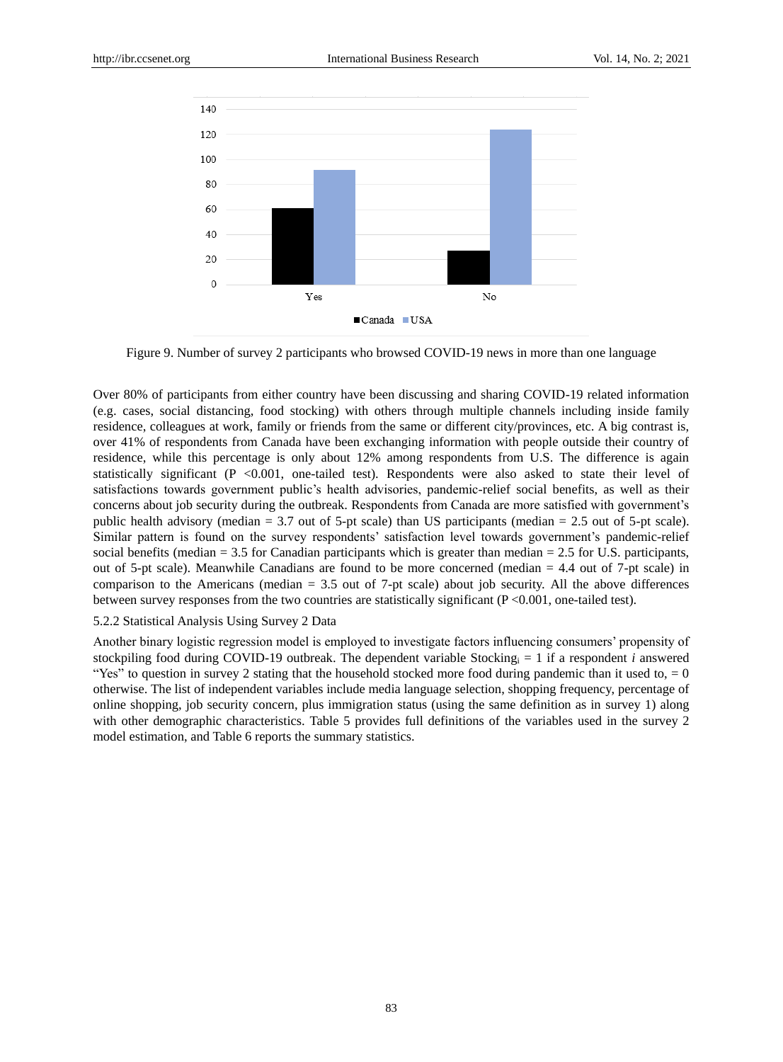Figure 9. Number of survey 2 participants who browsed COVID-19 news in more than one language

Over 80% of participants from either country have been discussing and sharing COVID-19 related information (e.g. cases, social distancing, food stocking) with others through multiple channels including inside family residence, colleagues at work, family or friends from the same or different city/provinces, etc. A big contrast is, over 41% of respondents from Canada have been exchanging information with people outside their country of residence, while this percentage is only about 12% among respondents from U.S. The difference is again statistically significant ($P < 0.001$, one-tailed test). Respondents were also asked to state their level of satisfactions towards government public's health advisories, pandemic-relief social benefits, as well as their concerns about job security during the outbreak. Respondents from Canada are more satisfied with government's public health advisory (median = 3.7 out of 5-pt scale) than US participants (median = 2.5 out of 5-pt scale). Similar pattern is found on the survey respondents' satisfaction level towards government's pandemic-relief social benefits (median = 3.5 for Canadian participants which is greater than median = 2.5 for U.S. participants, out of 5-pt scale). Meanwhile Canadians are found to be more concerned (median = 4.4 out of 7-pt scale) in comparison to the Americans (median = 3.5 out of 7-pt scale) about job security. All the above differences between survey responses from the two countries are statistically significant ($P < 0.001$, one-tailed test).

5.2.2 Statistical Analysis Using Survey 2 Data

Another binary logistic regression model is employed to investigate factors influencing consumers' propensity of stockpiling food during COVID-19 outbreak. The dependent variable $Stocking_i = 1$ if a respondent *i* answered "Yes" to question in survey 2 stating that the household stocked more food during pandemic than it used to, $= 0$ otherwise. The list of independent variables include media language selection, shopping frequency, percentage of online shopping, job security concern, plus immigration status (using the same definition as in survey 1) along with other demographic characteristics. Table 5 provides full definitions of the variables used in the survey 2 model estimation, and Table 6 reports the summary statistics.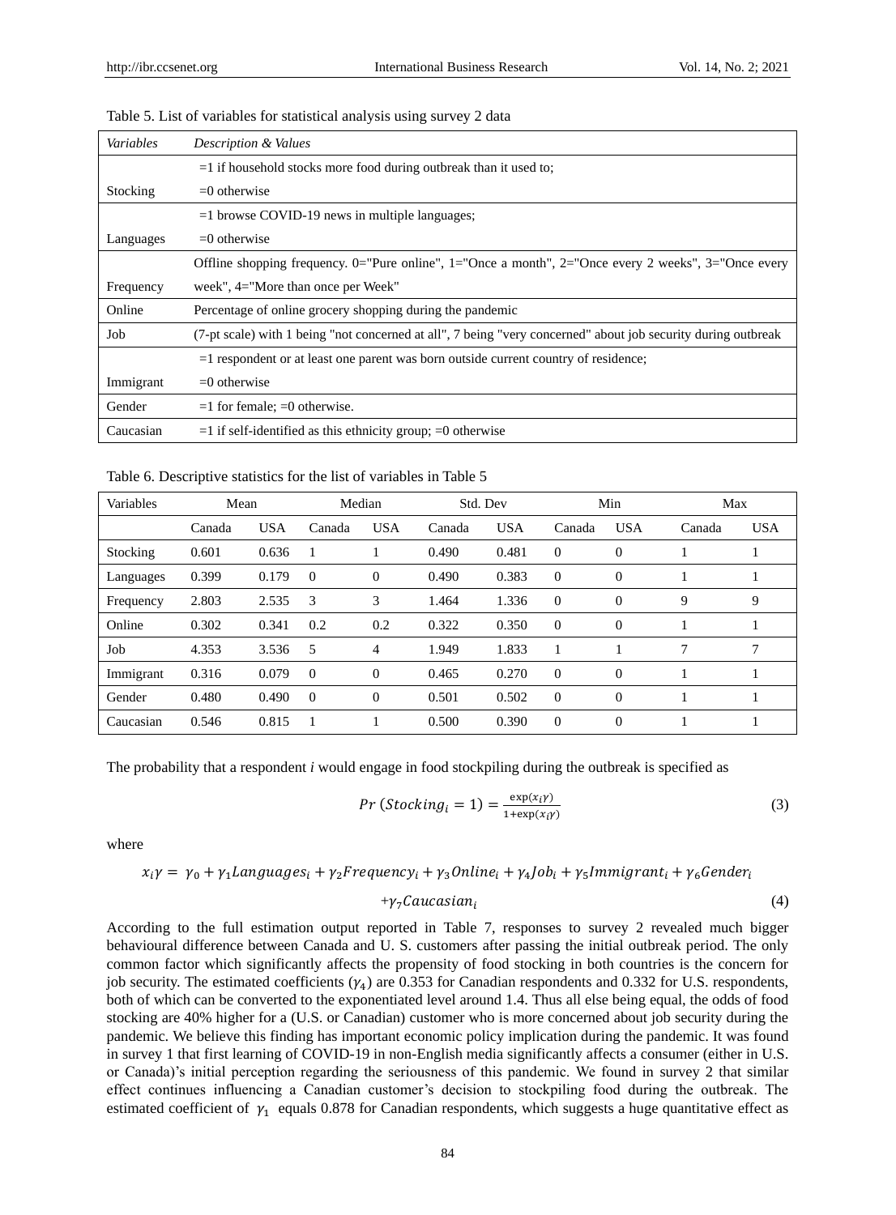Table 5. List of variables for statistical analysis using survey 2 data

| *Variables* | *Description & Values* |
|---|---|
| Stocking | =1 if household stocks more food during outbreak than it used to; =0 otherwise |
| Languages | =1 browse COVID-19 news in multiple languages; =0 otherwise |
| Frequency | Offline shopping frequency. 0="Pure online", 1="Once a month", 2="Once every 2 weeks", 3="Once every week", 4="More than once per Week" |
| Online | Percentage of online grocery shopping during the pandemic |
| Job | (7-pt scale) with 1 being "not concerned at all", 7 being "very concerned" about job security during outbreak |
| Immigrant | =1 respondent or at least one parent was born outside current country of residence; =0 otherwise |
| Gender | =1 for female; =0 otherwise. |
| Caucasian | =1 if self-identified as this ethnicity group; =0 otherwise |

Table 6. Descriptive statistics for the list of variables in Table 5

| Variables | Mean | | Median | | Std. Dev | | Min | | Max | |
|---|---|---|---|---|---|---|---|---|---|---|
| | Canada | USA | Canada | USA | Canada | USA | Canada | USA | Canada | USA |
| Stocking | 0.601 | 0.636 | 1 | 1 | 0.490 | 0.481 | 0 | 0 | 1 | 1 |
| Languages | 0.399 | 0.179 | 0 | 0 | 0.490 | 0.383 | 0 | 0 | 1 | 1 |
| Frequency | 2.803 | 2.535 | 3 | 3 | 1.464 | 1.336 | 0 | 0 | 9 | 9 |
| Online | 0.302 | 0.341 | 0.2 | 0.2 | 0.322 | 0.350 | 0 | 0 | 1 | 1 |
| Job | 4.353 | 3.536 | 5 | 4 | 1.949 | 1.833 | 1 | 1 | 7 | 7 |
| Immigrant | 0.316 | 0.079 | 0 | 0 | 0.465 | 0.270 | 0 | 0 | 1 | 1 |
| Gender | 0.480 | 0.490 | 0 | 0 | 0.501 | 0.502 | 0 | 0 | 1 | 1 |
| Caucasian | 0.546 | 0.815 | 1 | 1 | 0.500 | 0.390 | 0 | 0 | 1 | 1 |

The probability that a respondent *i* would engage in food stockpiling during the outbreak is specified as

$$Pr\,(Stocking_i = 1) = \frac{\exp(x_i\gamma)}{1+\exp(x_i\gamma)} \tag{3}$$

where

$$x_i\gamma = \gamma_0 + \gamma_1 Languages_i + \gamma_2 Frequency_i + \gamma_3 Online_i + \gamma_4 Job_i + \gamma_5 Immigrant_i + \gamma_6 Gender_i + \gamma_7 Caucasian_i \tag{4}$$

According to the full estimation output reported in Table 7, responses to survey 2 revealed much bigger behavioural difference between Canada and U. S. customers after passing the initial outbreak period. The only common factor which significantly affects the propensity of food stocking in both countries is the concern for job security. The estimated coefficients ($\gamma_4$) are 0.353 for Canadian respondents and 0.332 for U.S. respondents, both of which can be converted to the exponentiated level around 1.4. Thus all else being equal, the odds of food stocking are 40% higher for a (U.S. or Canadian) customer who is more concerned about job security during the pandemic. We believe this finding has important economic policy implication during the pandemic. It was found in survey 1 that first learning of COVID-19 in non-English media significantly affects a consumer (either in U.S. or Canada)'s initial perception regarding the seriousness of this pandemic. We found in survey 2 that similar effect continues influencing a Canadian customer's decision to stockpiling food during the outbreak. The estimated coefficient of $\gamma_1$ equals 0.878 for Canadian respondents, which suggests a huge quantitative effect as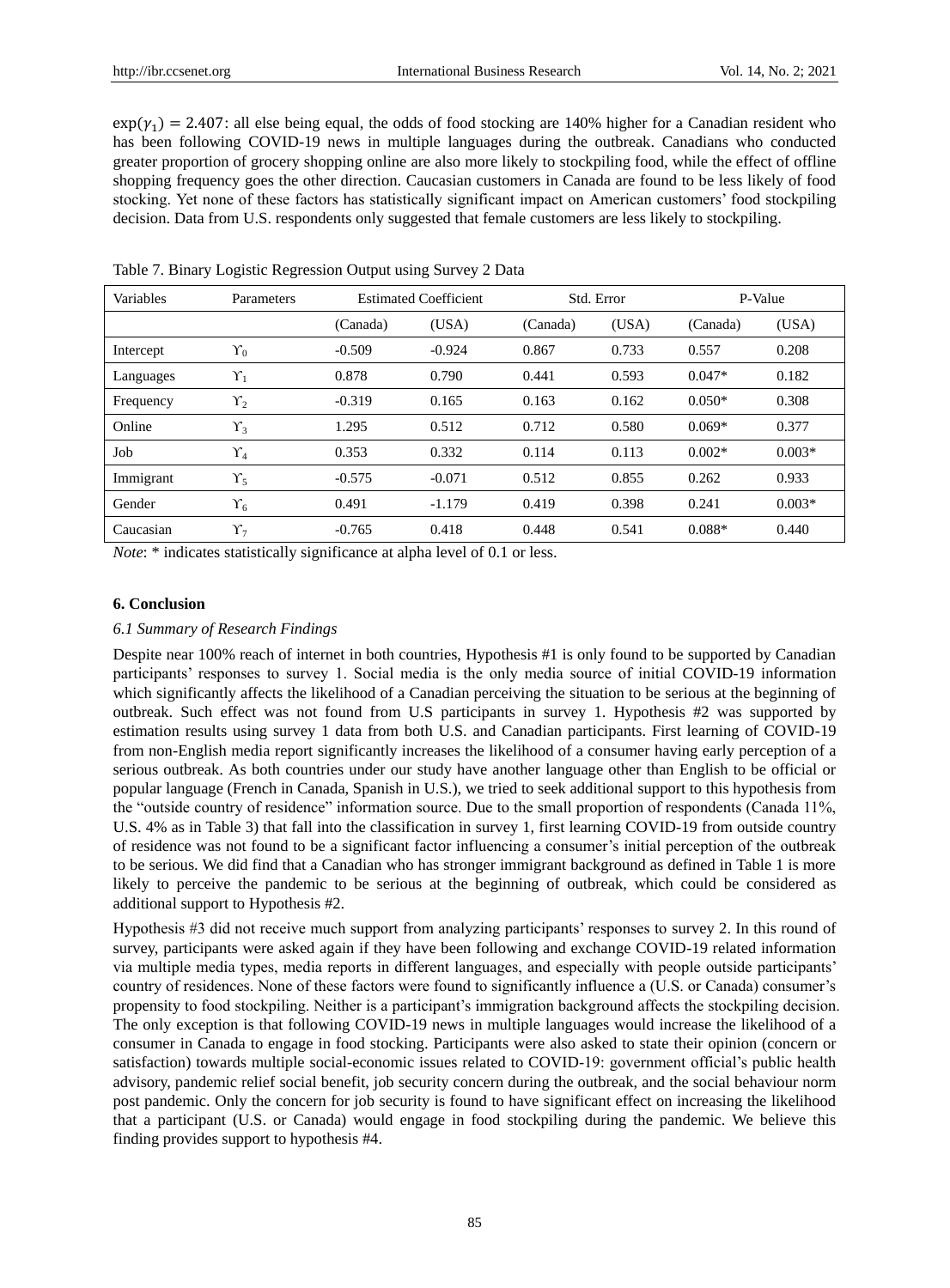$\exp(\gamma_1) = 2.407$: all else being equal, the odds of food stocking are 140% higher for a Canadian resident who has been following COVID-19 news in multiple languages during the outbreak. Canadians who conducted greater proportion of grocery shopping online are also more likely to stockpiling food, while the effect of offline shopping frequency goes the other direction. Caucasian customers in Canada are found to be less likely of food stocking. Yet none of these factors has statistically significant impact on American customers' food stockpiling decision. Data from U.S. respondents only suggested that female customers are less likely to stockpiling.

Table 7. Binary Logistic Regression Output using Survey 2 Data

| Variables | Parameters | Estimated Coefficient | | Std. Error | | P-Value | |
|---|---|---|---|---|---|---|---|
| | | (Canada) | (USA) | (Canada) | (USA) | (Canada) | (USA) |
| Intercept | $\Upsilon_0$ | -0.509 | -0.924 | 0.867 | 0.733 | 0.557 | 0.208 |
| Languages | $\Upsilon_1$ | 0.878 | 0.790 | 0.441 | 0.593 | 0.047* | 0.182 |
| Frequency | $\Upsilon_2$ | -0.319 | 0.165 | 0.163 | 0.162 | 0.050* | 0.308 |
| Online | $\Upsilon_3$ | 1.295 | 0.512 | 0.712 | 0.580 | 0.069* | 0.377 |
| Job | $\Upsilon_4$ | 0.353 | 0.332 | 0.114 | 0.113 | 0.002* | 0.003* |
| Immigrant | $\Upsilon_5$ | -0.575 | -0.071 | 0.512 | 0.855 | 0.262 | 0.933 |
| Gender | $\Upsilon_6$ | 0.491 | -1.179 | 0.419 | 0.398 | 0.241 | 0.003* |
| Caucasian | $\Upsilon_7$ | -0.765 | 0.418 | 0.448 | 0.541 | 0.088* | 0.440 |

*Note*: * indicates statistically significance at alpha level of 0.1 or less.

## 6. Conclusion

### *6.1 Summary of Research Findings*

Despite near 100% reach of internet in both countries, Hypothesis #1 is only found to be supported by Canadian participants' responses to survey 1. Social media is the only media source of initial COVID-19 information which significantly affects the likelihood of a Canadian perceiving the situation to be serious at the beginning of outbreak. Such effect was not found from U.S participants in survey 1. Hypothesis #2 was supported by estimation results using survey 1 data from both U.S. and Canadian participants. First learning of COVID-19 from non-English media report significantly increases the likelihood of a consumer having early perception of a serious outbreak. As both countries under our study have another language other than English to be official or popular language (French in Canada, Spanish in U.S.), we tried to seek additional support to this hypothesis from the "outside country of residence" information source. Due to the small proportion of respondents (Canada 11%, U.S. 4% as in Table 3) that fall into the classification in survey 1, first learning COVID-19 from outside country of residence was not found to be a significant factor influencing a consumer's initial perception of the outbreak to be serious. We did find that a Canadian who has stronger immigrant background as defined in Table 1 is more likely to perceive the pandemic to be serious at the beginning of outbreak, which could be considered as additional support to Hypothesis #2.

Hypothesis #3 did not receive much support from analyzing participants' responses to survey 2. In this round of survey, participants were asked again if they have been following and exchange COVID-19 related information via multiple media types, media reports in different languages, and especially with people outside participants' country of residences. None of these factors were found to significantly influence a (U.S. or Canada) consumer's propensity to food stockpiling. Neither is a participant's immigration background affects the stockpiling decision. The only exception is that following COVID-19 news in multiple languages would increase the likelihood of a consumer in Canada to engage in food stocking. Participants were also asked to state their opinion (concern or satisfaction) towards multiple social-economic issues related to COVID-19: government official's public health advisory, pandemic relief social benefit, job security concern during the outbreak, and the social behaviour norm post pandemic. Only the concern for job security is found to have significant effect on increasing the likelihood that a participant (U.S. or Canada) would engage in food stockpiling during the pandemic. We believe this finding provides support to hypothesis #4.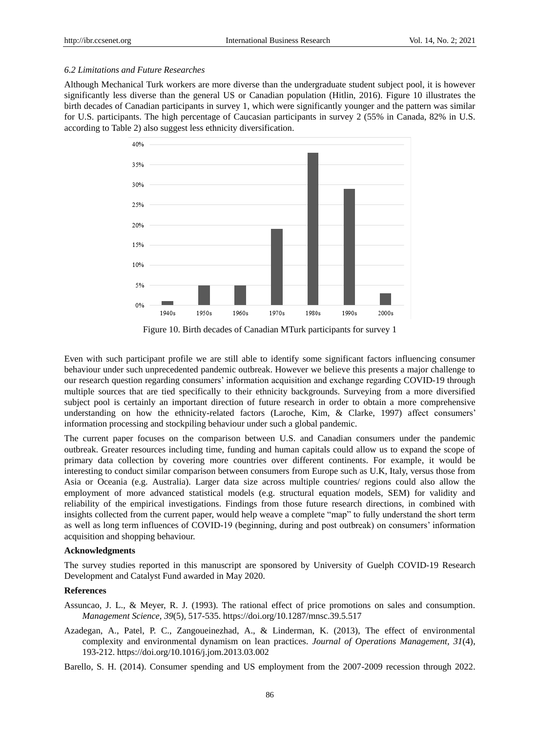### 6.2 Limitations and Future Researches

Although Mechanical Turk workers are more diverse than the undergraduate student subject pool, it is however significantly less diverse than the general US or Canadian population (Hitlin, 2016). Figure 10 illustrates the birth decades of Canadian participants in survey 1, which were significantly younger and the pattern was similar for U.S. participants. The high percentage of Caucasian participants in survey 2 (55% in Canada, 82% in U.S. according to Table 2) also suggest less ethnicity diversification.

Figure 10. Birth decades of Canadian MTurk participants for survey 1

Even with such participant profile we are still able to identify some significant factors influencing consumer behaviour under such unprecedented pandemic outbreak. However we believe this presents a major challenge to our research question regarding consumers' information acquisition and exchange regarding COVID-19 through multiple sources that are tied specifically to their ethnicity backgrounds. Surveying from a more diversified subject pool is certainly an important direction of future research in order to obtain a more comprehensive understanding on how the ethnicity-related factors (Laroche, Kim, & Clarke, 1997) affect consumers' information processing and stockpiling behaviour under such a global pandemic.

The current paper focuses on the comparison between U.S. and Canadian consumers under the pandemic outbreak. Greater resources including time, funding and human capitals could allow us to expand the scope of primary data collection by covering more countries over different continents. For example, it would be interesting to conduct similar comparison between consumers from Europe such as U.K, Italy, versus those from Asia or Oceania (e.g. Australia). Larger data size across multiple countries/ regions could also allow the employment of more advanced statistical models (e.g. structural equation models, SEM) for validity and reliability of the empirical investigations. Findings from those future research directions, in combined with insights collected from the current paper, would help weave a complete "map" to fully understand the short term as well as long term influences of COVID-19 (beginning, during and post outbreak) on consumers' information acquisition and shopping behaviour.

**Acknowledgments**

The survey studies reported in this manuscript are sponsored by University of Guelph COVID-19 Research Development and Catalyst Fund awarded in May 2020.

**References**

Assuncao, J. L., & Meyer, R. J. (1993). The rational effect of price promotions on sales and consumption. *Management Science, 39*(5), 517-535. https://doi.org/10.1287/mnsc.39.5.517

Azadegan, A., Patel, P. C., Zangoueinezhad, A., & Linderman, K. (2013), The effect of environmental complexity and environmental dynamism on lean practices. *Journal of Operations Management, 31*(4), 193-212. https://doi.org/10.1016/j.jom.2013.03.002

Barello, S. H. (2014). Consumer spending and US employment from the 2007-2009 recession through 2022.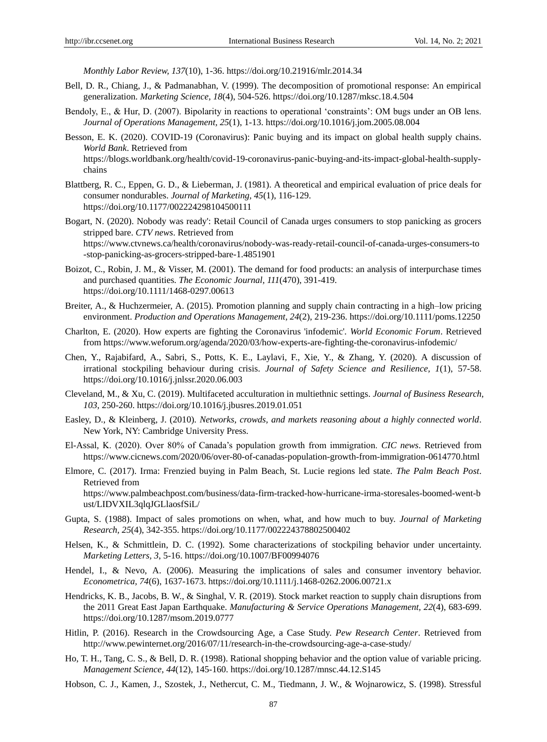*Monthly Labor Review, 137*(10), 1-36. https://doi.org/10.21916/mlr.2014.34

Bell, D. R., Chiang, J., & Padmanabhan, V. (1999). The decomposition of promotional response: An empirical generalization. *Marketing Science, 18*(4), 504-526. https://doi.org/10.1287/mksc.18.4.504

Bendoly, E., & Hur, D. (2007). Bipolarity in reactions to operational 'constraints': OM bugs under an OB lens. *Journal of Operations Management, 25*(1), 1-13. https://doi.org/10.1016/j.jom.2005.08.004

Besson, E. K. (2020). COVID-19 (Coronavirus): Panic buying and its impact on global health supply chains. *World Bank*. Retrieved from https://blogs.worldbank.org/health/covid-19-coronavirus-panic-buying-and-its-impact-global-health-supply-chains

Blattberg, R. C., Eppen, G. D., & Lieberman, J. (1981). A theoretical and empirical evaluation of price deals for consumer nondurables. *Journal of Marketing, 45*(1), 116-129. https://doi.org/10.1177/002224298104500111

Bogart, N. (2020). Nobody was ready': Retail Council of Canada urges consumers to stop panicking as grocers stripped bare. *CTV news*. Retrieved from https://www.ctvnews.ca/health/coronavirus/nobody-was-ready-retail-council-of-canada-urges-consumers-to-stop-panicking-as-grocers-stripped-bare-1.4851901

Boizot, C., Robin, J. M., & Visser, M. (2001). The demand for food products: an analysis of interpurchase times and purchased quantities. *The Economic Journal, 111*(470), 391-419. https://doi.org/10.1111/1468-0297.00613

Breiter, A., & Huchzermeier, A. (2015). Promotion planning and supply chain contracting in a high–low pricing environment. *Production and Operations Management, 24*(2), 219-236. https://doi.org/10.1111/poms.12250

Charlton, E. (2020). How experts are fighting the Coronavirus 'infodemic'. *World Economic Forum*. Retrieved from https://www.weforum.org/agenda/2020/03/how-experts-are-fighting-the-coronavirus-infodemic/

Chen, Y., Rajabifard, A., Sabri, S., Potts, K. E., Laylavi, F., Xie, Y., & Zhang, Y. (2020). A discussion of irrational stockpiling behaviour during crisis. *Journal of Safety Science and Resilience, 1*(1), 57-58. https://doi.org/10.1016/j.jnlssr.2020.06.003

Cleveland, M., & Xu, C. (2019). Multifaceted acculturation in multiethnic settings. *Journal of Business Research, 103*, 250-260. https://doi.org/10.1016/j.jbusres.2019.01.051

Easley, D., & Kleinberg, J. (2010). *Networks, crowds, and markets reasoning about a highly connected world*. New York, NY: Cambridge University Press.

El-Assal, K. (2020). Over 80% of Canada's population growth from immigration. *CIC news*. Retrieved from https://www.cicnews.com/2020/06/over-80-of-canadas-population-growth-from-immigration-0614770.html

Elmore, C. (2017). Irma: Frenzied buying in Palm Beach, St. Lucie regions led state. *The Palm Beach Post*. Retrieved from https://www.palmbeachpost.com/business/data-firm-tracked-how-hurricane-irma-storesales-boomed-went-bust/LIDVXIL3qlqJGLlaosfSiL/

Gupta, S. (1988). Impact of sales promotions on when, what, and how much to buy. *Journal of Marketing Research, 25*(4), 342-355. https://doi.org/10.1177/002224378802500402

Helsen, K., & Schmittlein, D. C. (1992). Some characterizations of stockpiling behavior under uncertainty. *Marketing Letters, 3*, 5-16. https://doi.org/10.1007/BF00994076

Hendel, I., & Nevo, A. (2006). Measuring the implications of sales and consumer inventory behavior. *Econometrica, 74*(6), 1637-1673. https://doi.org/10.1111/j.1468-0262.2006.00721.x

Hendricks, K. B., Jacobs, B. W., & Singhal, V. R. (2019). Stock market reaction to supply chain disruptions from the 2011 Great East Japan Earthquake. *Manufacturing & Service Operations Management, 22*(4), 683-699. https://doi.org/10.1287/msom.2019.0777

Hitlin, P. (2016). Research in the Crowdsourcing Age, a Case Study. *Pew Research Center*. Retrieved from http://www.pewinternet.org/2016/07/11/research-in-the-crowdsourcing-age-a-case-study/

Ho, T. H., Tang, C. S., & Bell, D. R. (1998). Rational shopping behavior and the option value of variable pricing. *Management Science, 44*(12), 145-160. https://doi.org/10.1287/mnsc.44.12.S145

Hobson, C. J., Kamen, J., Szostek, J., Nethercut, C. M., Tiedmann, J. W., & Wojnarowicz, S. (1998). Stressful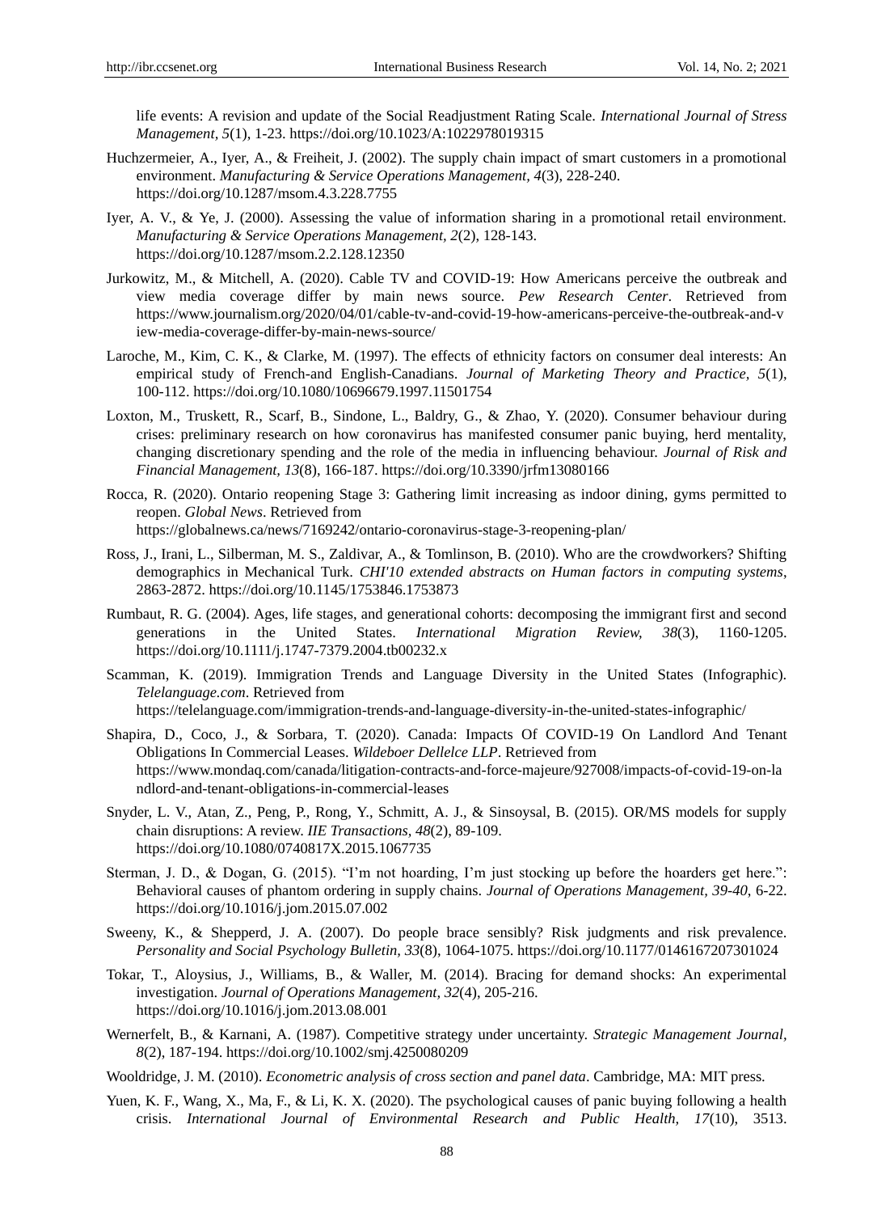life events: A revision and update of the Social Readjustment Rating Scale. *International Journal of Stress Management, 5*(1), 1-23. https://doi.org/10.1023/A:1022978019315

Huchzermeier, A., Iyer, A., & Freiheit, J. (2002). The supply chain impact of smart customers in a promotional environment. *Manufacturing & Service Operations Management, 4*(3), 228-240. https://doi.org/10.1287/msom.4.3.228.7755

Iyer, A. V., & Ye, J. (2000). Assessing the value of information sharing in a promotional retail environment. *Manufacturing & Service Operations Management, 2*(2), 128-143. https://doi.org/10.1287/msom.2.2.128.12350

Jurkowitz, M., & Mitchell, A. (2020). Cable TV and COVID-19: How Americans perceive the outbreak and view media coverage differ by main news source. *Pew Research Center*. Retrieved from https://www.journalism.org/2020/04/01/cable-tv-and-covid-19-how-americans-perceive-the-outbreak-and-view-media-coverage-differ-by-main-news-source/

Laroche, M., Kim, C. K., & Clarke, M. (1997). The effects of ethnicity factors on consumer deal interests: An empirical study of French-and English-Canadians. *Journal of Marketing Theory and Practice, 5*(1), 100-112. https://doi.org/10.1080/10696679.1997.11501754

Loxton, M., Truskett, R., Scarf, B., Sindone, L., Baldry, G., & Zhao, Y. (2020). Consumer behaviour during crises: preliminary research on how coronavirus has manifested consumer panic buying, herd mentality, changing discretionary spending and the role of the media in influencing behaviour. *Journal of Risk and Financial Management, 13*(8), 166-187. https://doi.org/10.3390/jrfm13080166

Rocca, R. (2020). Ontario reopening Stage 3: Gathering limit increasing as indoor dining, gyms permitted to reopen. *Global News*. Retrieved from https://globalnews.ca/news/7169242/ontario-coronavirus-stage-3-reopening-plan/

Ross, J., Irani, L., Silberman, M. S., Zaldivar, A., & Tomlinson, B. (2010). Who are the crowdworkers? Shifting demographics in Mechanical Turk. *CHI'10 extended abstracts on Human factors in computing systems*, 2863-2872. https://doi.org/10.1145/1753846.1753873

Rumbaut, R. G. (2004). Ages, life stages, and generational cohorts: decomposing the immigrant first and second generations in the United States. *International Migration Review, 38*(3), 1160-1205. https://doi.org/10.1111/j.1747-7379.2004.tb00232.x

Scamman, K. (2019). Immigration Trends and Language Diversity in the United States (Infographic). *Telelanguage.com*. Retrieved from https://telelanguage.com/immigration-trends-and-language-diversity-in-the-united-states-infographic/

Shapira, D., Coco, J., & Sorbara, T. (2020). Canada: Impacts Of COVID-19 On Landlord And Tenant Obligations In Commercial Leases. *Wildeboer Dellelce LLP*. Retrieved from https://www.mondaq.com/canada/litigation-contracts-and-force-majeure/927008/impacts-of-covid-19-on-landlord-and-tenant-obligations-in-commercial-leases

Snyder, L. V., Atan, Z., Peng, P., Rong, Y., Schmitt, A. J., & Sinsoysal, B. (2015). OR/MS models for supply chain disruptions: A review. *IIE Transactions, 48*(2), 89-109. https://doi.org/10.1080/0740817X.2015.1067735

Sterman, J. D., & Dogan, G. (2015). "I'm not hoarding, I'm just stocking up before the hoarders get here.": Behavioral causes of phantom ordering in supply chains. *Journal of Operations Management, 39-40*, 6-22. https://doi.org/10.1016/j.jom.2015.07.002

Sweeny, K., & Shepperd, J. A. (2007). Do people brace sensibly? Risk judgments and risk prevalence. *Personality and Social Psychology Bulletin, 33*(8), 1064-1075. https://doi.org/10.1177/0146167207301024

Tokar, T., Aloysius, J., Williams, B., & Waller, M. (2014). Bracing for demand shocks: An experimental investigation. *Journal of Operations Management, 32*(4), 205-216. https://doi.org/10.1016/j.jom.2013.08.001

Wernerfelt, B., & Karnani, A. (1987). Competitive strategy under uncertainty. *Strategic Management Journal, 8*(2), 187-194. https://doi.org/10.1002/smj.4250080209

Wooldridge, J. M. (2010). *Econometric analysis of cross section and panel data*. Cambridge, MA: MIT press.

Yuen, K. F., Wang, X., Ma, F., & Li, K. X. (2020). The psychological causes of panic buying following a health crisis. *International Journal of Environmental Research and Public Health, 17*(10), 3513.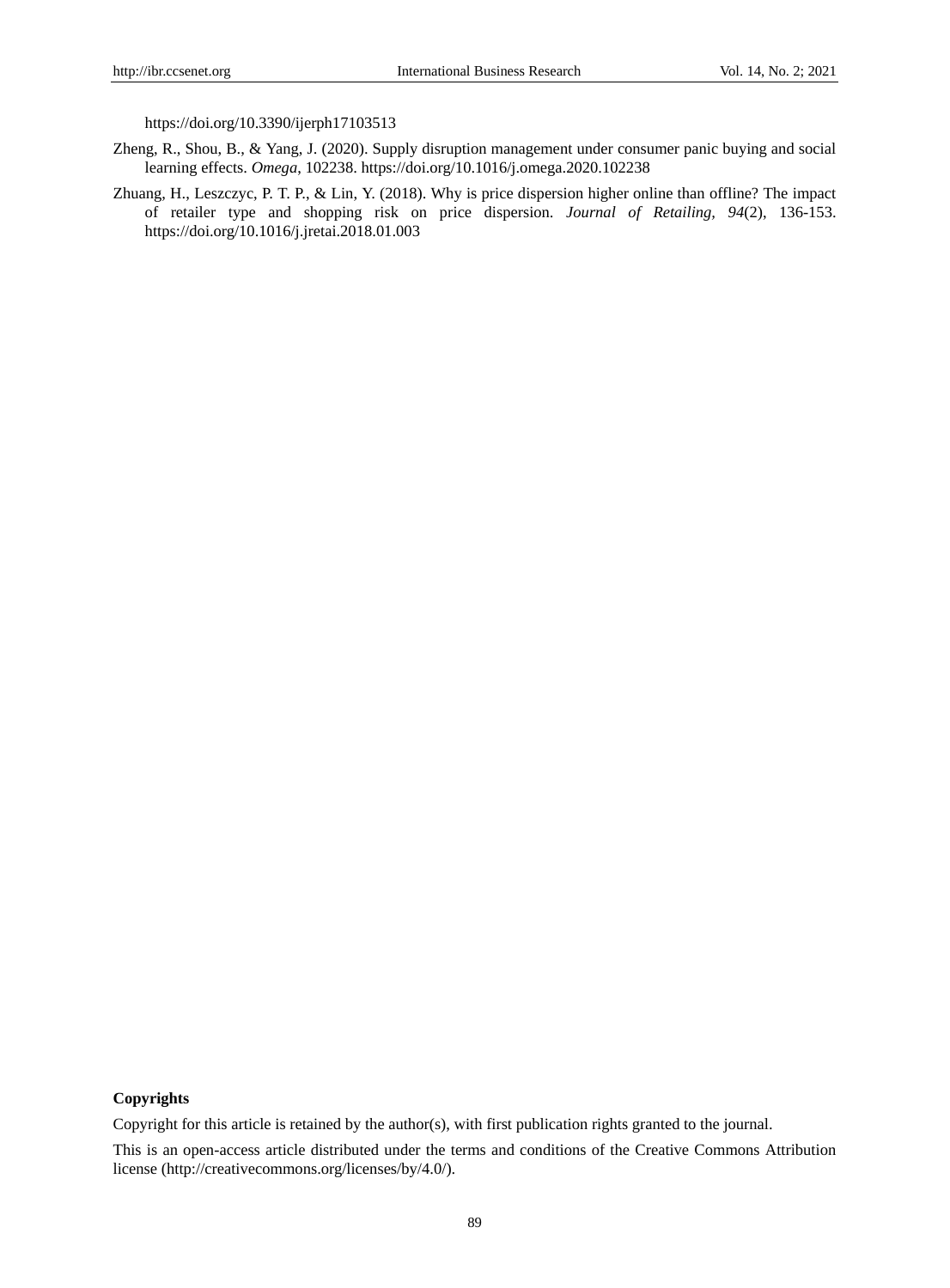https://doi.org/10.3390/ijerph17103513

Zheng, R., Shou, B., & Yang, J. (2020). Supply disruption management under consumer panic buying and social learning effects. *Omega*, 102238. https://doi.org/10.1016/j.omega.2020.102238

Zhuang, H., Leszczyc, P. T. P., & Lin, Y. (2018). Why is price dispersion higher online than offline? The impact of retailer type and shopping risk on price dispersion. *Journal of Retailing, 94*(2), 136-153. https://doi.org/10.1016/j.jretai.2018.01.003

**Copyrights**

Copyright for this article is retained by the author(s), with first publication rights granted to the journal.

This is an open-access article distributed under the terms and conditions of the Creative Commons Attribution license (http://creativecommons.org/licenses/by/4.0/).